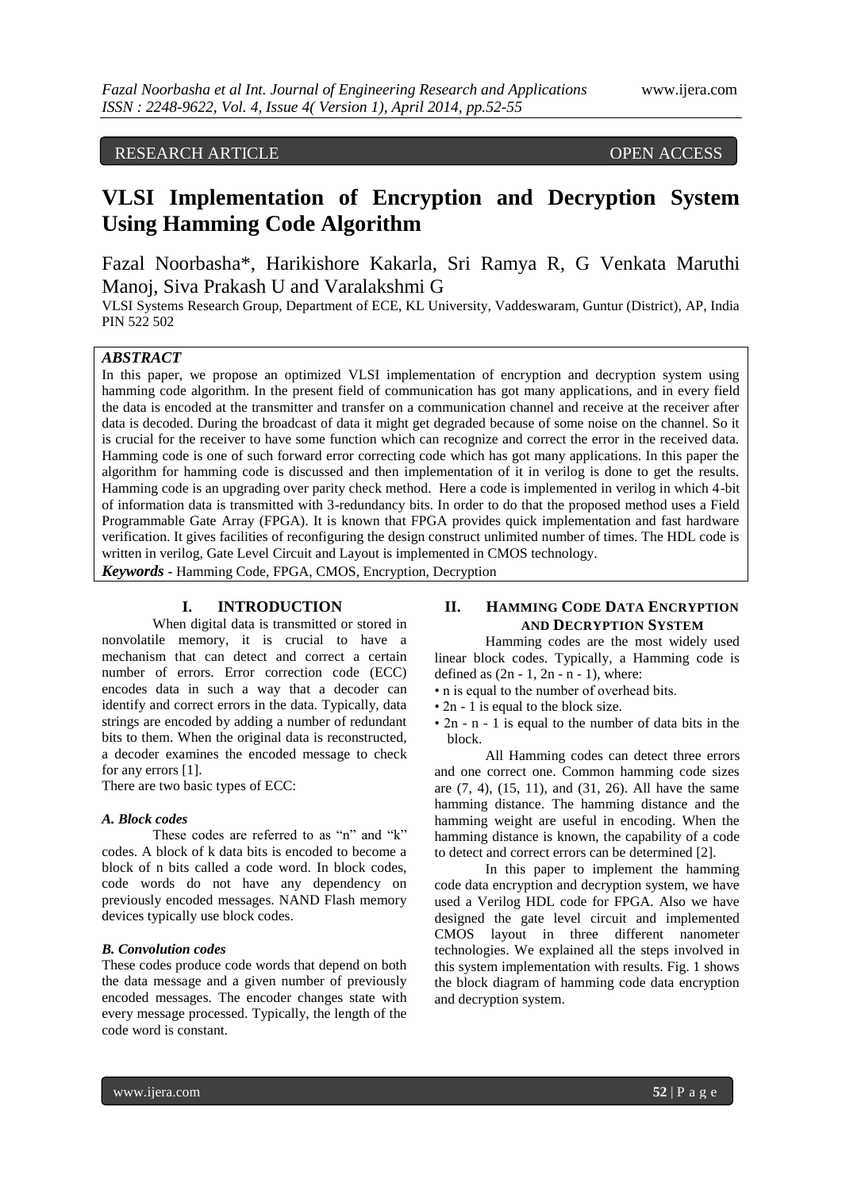RESEARCH ARTICLE OPEN ACCESS

# VLSI Implementation of Encryption and Decryption System Using Hamming Code Algorithm

Fazal Noorbasha*, Harikishore Kakarla, Sri Ramya R, G Venkata Maruthi Manoj, Siva Prakash U and Varalakshmi G

VLSI Systems Research Group, Department of ECE, KL University, Vaddeswaram, Guntur (District), AP, India PIN 522 502

## *ABSTRACT*

In this paper, we propose an optimized VLSI implementation of encryption and decryption system using hamming code algorithm. In the present field of communication has got many applications, and in every field the data is encoded at the transmitter and transfer on a communication channel and receive at the receiver after data is decoded. During the broadcast of data it might get degraded because of some noise on the channel. So it is crucial for the receiver to have some function which can recognize and correct the error in the received data. Hamming code is one of such forward error correcting code which has got many applications. In this paper the algorithm for hamming code is discussed and then implementation of it in verilog is done to get the results. Hamming code is an upgrading over parity check method. Here a code is implemented in verilog in which 4-bit of information data is transmitted with 3-redundancy bits. In order to do that the proposed method uses a Field Programmable Gate Array (FPGA). It is known that FPGA provides quick implementation and fast hardware verification. It gives facilities of reconfiguring the design construct unlimited number of times. The HDL code is written in verilog, Gate Level Circuit and Layout is implemented in CMOS technology.

***Keywords*** - Hamming Code, FPGA, CMOS, Encryption, Decryption

## I. INTRODUCTION

When digital data is transmitted or stored in nonvolatile memory, it is crucial to have a mechanism that can detect and correct a certain number of errors. Error correction code (ECC) encodes data in such a way that a decoder can identify and correct errors in the data. Typically, data strings are encoded by adding a number of redundant bits to them. When the original data is reconstructed, a decoder examines the encoded message to check for any errors [1].

There are two basic types of ECC:

### *A. Block codes*

These codes are referred to as "n" and "k" codes. A block of k data bits is encoded to become a block of n bits called a code word. In block codes, code words do not have any dependency on previously encoded messages. NAND Flash memory devices typically use block codes.

### *B. Convolution codes*

These codes produce code words that depend on both the data message and a given number of previously encoded messages. The encoder changes state with every message processed. Typically, the length of the code word is constant.

## II. HAMMING CODE DATA ENCRYPTION AND DECRYPTION SYSTEM

Hamming codes are the most widely used linear block codes. Typically, a Hamming code is defined as (2n - 1, 2n - n - 1), where:

- n is equal to the number of overhead bits.
- 2n - 1 is equal to the block size.
- 2n - n - 1 is equal to the number of data bits in the block.

All Hamming codes can detect three errors and one correct one. Common hamming code sizes are (7, 4), (15, 11), and (31, 26). All have the same hamming distance. The hamming distance and the hamming weight are useful in encoding. When the hamming distance is known, the capability of a code to detect and correct errors can be determined [2].

In this paper to implement the hamming code data encryption and decryption system, we have used a Verilog HDL code for FPGA. Also we have designed the gate level circuit and implemented CMOS layout in three different nanometer technologies. We explained all the steps involved in this system implementation with results. Fig. 1 shows the block diagram of hamming code data encryption and decryption system.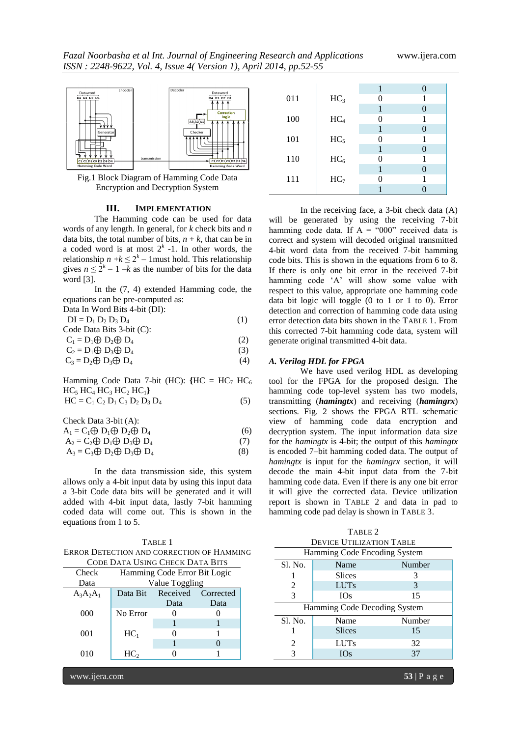Fig.1 Block Diagram of Hamming Code Data Encryption and Decryption System

## III. IMPLEMENTATION

The Hamming code can be used for data words of any length. In general, for $k$ check bits and $n$ data bits, the total number of bits, $n + k$, that can be in a coded word is at most $2^k$ -1. In other words, the relationship $n + k \leq 2^k - 1$ must hold. This relationship gives $n \leq 2^k - 1 - k$ as the number of bits for the data word [3].

In the (7, 4) extended Hamming code, the equations can be pre-computed as:

Data In Word Bits 4-bit (DI):

$$DI = D_1\ D_2\ D_3\ D_4 \quad (1)$$

Code Data Bits 3-bit (C):

$$C_1 = D_1 \oplus D_2 \oplus D_4 \quad (2)$$

$$C_2 = D_1 \oplus D_3 \oplus D_4 \quad (3)$$

$$C_3 = D_2 \oplus D_3 \oplus D_4 \quad (4)$$

Hamming Code Data 7-bit (HC): $\{HC = HC_7\ HC_6\ HC_5\ HC_4\ HC_3\ HC_2\ HC_1\}$

$$HC = C_1\ C_2\ D_1\ C_3\ D_2\ D_3\ D_4 \quad (5)$$

Check Data 3-bit (A):

$$A_1 = C_1 \oplus D_1 \oplus D_2 \oplus D_4 \quad (6)$$

$$A_2 = C_2 \oplus D_1 \oplus D_3 \oplus D_4 \quad (7)$$

$$A_3 = C_3 \oplus D_2 \oplus D_3 \oplus D_4 \quad (8)$$

In the data transmission side, this system allows only a 4-bit input data by using this input data a 3-bit Code data bits will be generated and it will added with 4-bit input data, lastly 7-bit hamming coded data will come out. This is shown in the equations from 1 to 5.

TABLE 1
ERROR DETECTION AND CORRECTION OF HAMMING CODE DATA USING CHECK DATA BITS

| Check Data | Hamming Code Error Bit Logic Value Toggling | | |
|---|---|---|---|
| $A_3A_2A_1$ | Data Bit | Received Data | Corrected Data |
| 000 | No Error | 0 | 0 |
| | | 1 | 1 |
| 001 | $HC_1$ | 0 | 1 |
| | | 1 | 0 |
| 010 | $HC_2$ | 0 | 1 |
| | | 1 | 0 |
| 011 | $HC_3$ | 0 | 1 |
| | | 1 | 0 |
| 100 | $HC_4$ | 0 | 1 |
| | | 1 | 0 |
| 101 | $HC_5$ | 0 | 1 |
| | | 1 | 0 |
| 110 | $HC_6$ | 0 | 1 |
| | | 1 | 0 |
| 111 | $HC_7$ | 0 | 1 |
| | | 1 | 0 |

In the receiving face, a 3-bit check data (A) will be generated by using the receiving 7-bit hamming code data. If A = "000" received data is correct and system will decoded original transmitted 4-bit word data from the received 7-bit hamming code bits. This is shown in the equations from 6 to 8. If there is only one bit error in the received 7-bit hamming code 'A' will show some value with respect to this value, appropriate one hamming code data bit logic will toggle (0 to 1 or 1 to 0). Error detection and correction of hamming code data using error detection data bits shown in the TABLE 1. From this corrected 7-bit hamming code data, system will generate original transmitted 4-bit data.

### *A. Verilog HDL for FPGA*

We have used verilog HDL as developing tool for the FPGA for the proposed design. The hamming code top-level system has two models, transmitting (***hamingtx***) and receiving (***hamingrx***) sections. Fig. 2 shows the FPGA RTL schematic view of hamming code data encryption and decryption system. The input information data size for the *hamingtx* is 4-bit; the output of this *hamingtx* is encoded 7–bit hamming coded data. The output of *hamingtx* is input for the *hamingrx* section, it will decode the main 4-bit input data from the 7-bit hamming code data. Even if there is any one bit error it will give the corrected data. Device utilization report is shown in TABLE 2 and data in pad to hamming code pad delay is shown in TABLE 3.

TABLE 2
DEVICE UTILIZATION TABLE

| Hamming Code Encoding System | | |
|---|---|---|
| Sl. No. | Name | Number |
| 1 | Slices | 3 |
| 2 | LUTs | 3 |
| 3 | IOs | 15 |
| **Hamming Code Decoding System** | | |
| Sl. No. | Name | Number |
| 1 | Slices | 15 |
| 2 | LUTs | 32 |
| 3 | IOs | 37 |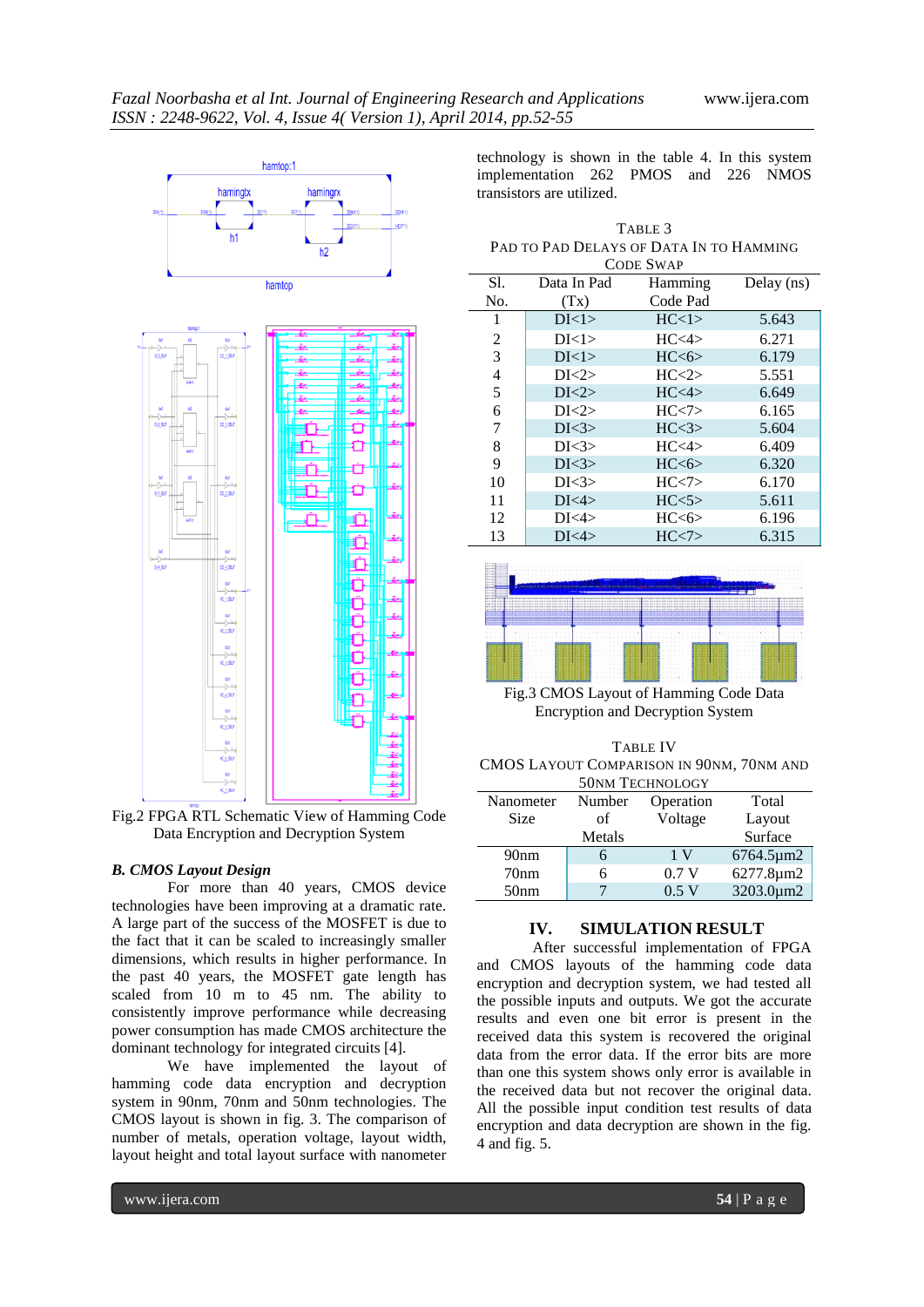Fig.2 FPGA RTL Schematic View of Hamming Code Data Encryption and Decryption System

### B. CMOS Layout Design

For more than 40 years, CMOS device technologies have been improving at a dramatic rate. A large part of the success of the MOSFET is due to the fact that it can be scaled to increasingly smaller dimensions, which results in higher performance. In the past 40 years, the MOSFET gate length has scaled from 10 m to 45 nm. The ability to consistently improve performance while decreasing power consumption has made CMOS architecture the dominant technology for integrated circuits [4].

We have implemented the layout of hamming code data encryption and decryption system in 90nm, 70nm and 50nm technologies. The CMOS layout is shown in fig. 3. The comparison of number of metals, operation voltage, layout width, layout height and total layout surface with nanometer technology is shown in the table 4. In this system implementation 262 PMOS and 226 NMOS transistors are utilized.

TABLE 3
PAD TO PAD DELAYS OF DATA IN TO HAMMING CODE SWAP

| Sl. No. | Data In Pad (Tx) | Hamming Code Pad | Delay (ns) |
|---|---|---|---|
| 1 | DI<1> | HC<1> | 5.643 |
| 2 | DI<1> | HC<4> | 6.271 |
| 3 | DI<1> | HC<6> | 6.179 |
| 4 | DI<2> | HC<2> | 5.551 |
| 5 | DI<2> | HC<4> | 6.649 |
| 6 | DI<2> | HC<7> | 6.165 |
| 7 | DI<3> | HC<3> | 5.604 |
| 8 | DI<3> | HC<4> | 6.409 |
| 9 | DI<3> | HC<6> | 6.320 |
| 10 | DI<3> | HC<7> | 6.170 |
| 11 | DI<4> | HC<5> | 5.611 |
| 12 | DI<4> | HC<6> | 6.196 |
| 13 | DI<4> | HC<7> | 6.315 |

Fig.3 CMOS Layout of Hamming Code Data Encryption and Decryption System

TABLE IV
CMOS LAYOUT COMPARISON IN 90NM, 70NM AND 50NM TECHNOLOGY

| Nanometer Size | Number of Metals | Operation Voltage | Total Layout Surface |
|---|---|---|---|
| 90nm | 6 | 1 V | 6764.5µm2 |
| 70nm | 6 | 0.7 V | 6277.8µm2 |
| 50nm | 7 | 0.5 V | 3203.0µm2 |

## IV. SIMULATION RESULT

After successful implementation of FPGA and CMOS layouts of the hamming code data encryption and decryption system, we had tested all the possible inputs and outputs. We got the accurate results and even one bit error is present in the received data this system is recovered the original data from the error data. If the error bits are more than one this system shows only error is available in the received data but not recover the original data. All the possible input condition test results of data encryption and data decryption are shown in the fig. 4 and fig. 5.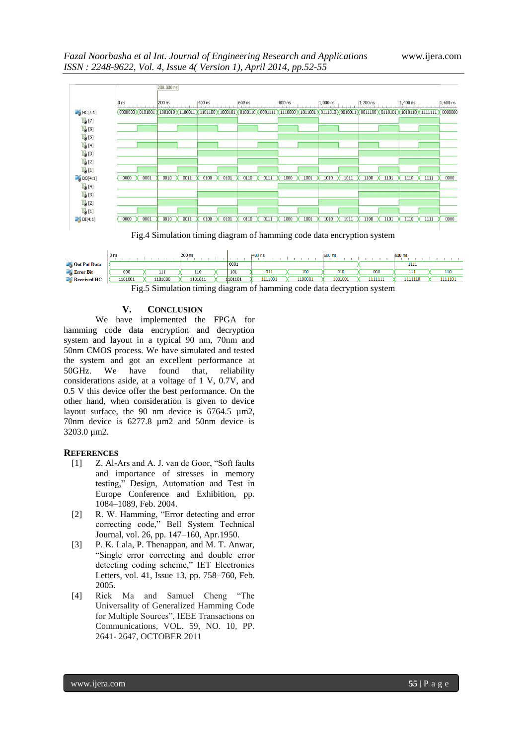200.000 ns

0 ns | 200 ns | 400 ns | 600 ns | 800 ns | 1,000 ns | 1,200 ns | 1,400 ns | 1,600 ns

HC[7:1] 0000000 0101001 1001010 1100011 1101100 1000101 0100110 0001111 1110000 1011001 0111010 0010011 0011100 0110101 1010110 1111111 0000000

[7] [6] [5] [4] [3] [2] [1]

DO[4:1] 0000 0001 0010 0011 0100 0101 0110 0111 1000 1001 1010 1011 1100 1101 1110 1111 0000

[4] [3] [2] [1]

DI[4:1] 0000 0001 0010 0011 0100 0101 0110 0111 1000 1001 1010 1011 1100 1101 1110 1111 0000

Fig.4 Simulation timing diagram of hamming code data encryption system

0 ns | 200 ns | 400 ns | 600 ns | 800 ns

Out Put Data 0001 1111

Error Bit 000 111 110 101 011 100 010 000 111 110

Received HC 1101001 1101000 1101011 1101101 1111001 1100001 1001001 1111111 1111110 1111101

Fig.5 Simulation timing diagram of hamming code data decryption system

## V. CONCLUSION

We have implemented the FPGA for hamming code data encryption and decryption system and layout in a typical 90 nm, 70nm and 50nm CMOS process. We have simulated and tested the system and got an excellent performance at 50GHz. We have found that, reliability considerations aside, at a voltage of 1 V, 0.7V, and 0.5 V this device offer the best performance. On the other hand, when consideration is given to device layout surface, the 90 nm device is 6764.5 µm2, 70nm device is 6277.8 µm2 and 50nm device is 3203.0 µm2.

## REFERENCES

[1] Z. Al-Ars and A. J. van de Goor, "Soft faults and importance of stresses in memory testing," Design, Automation and Test in Europe Conference and Exhibition, pp. 1084–1089, Feb. 2004.

[2] R. W. Hamming, "Error detecting and error correcting code," Bell System Technical Journal, vol. 26, pp. 147–160, Apr.1950.

[3] P. K. Lala, P. Thenappan, and M. T. Anwar, "Single error correcting and double error detecting coding scheme," IET Electronics Letters, vol. 41, Issue 13, pp. 758–760, Feb. 2005.

[4] Rick Ma and Samuel Cheng "The Universality of Generalized Hamming Code for Multiple Sources", IEEE Transactions on Communications, VOL. 59, NO. 10, PP. 2641- 2647, OCTOBER 2011